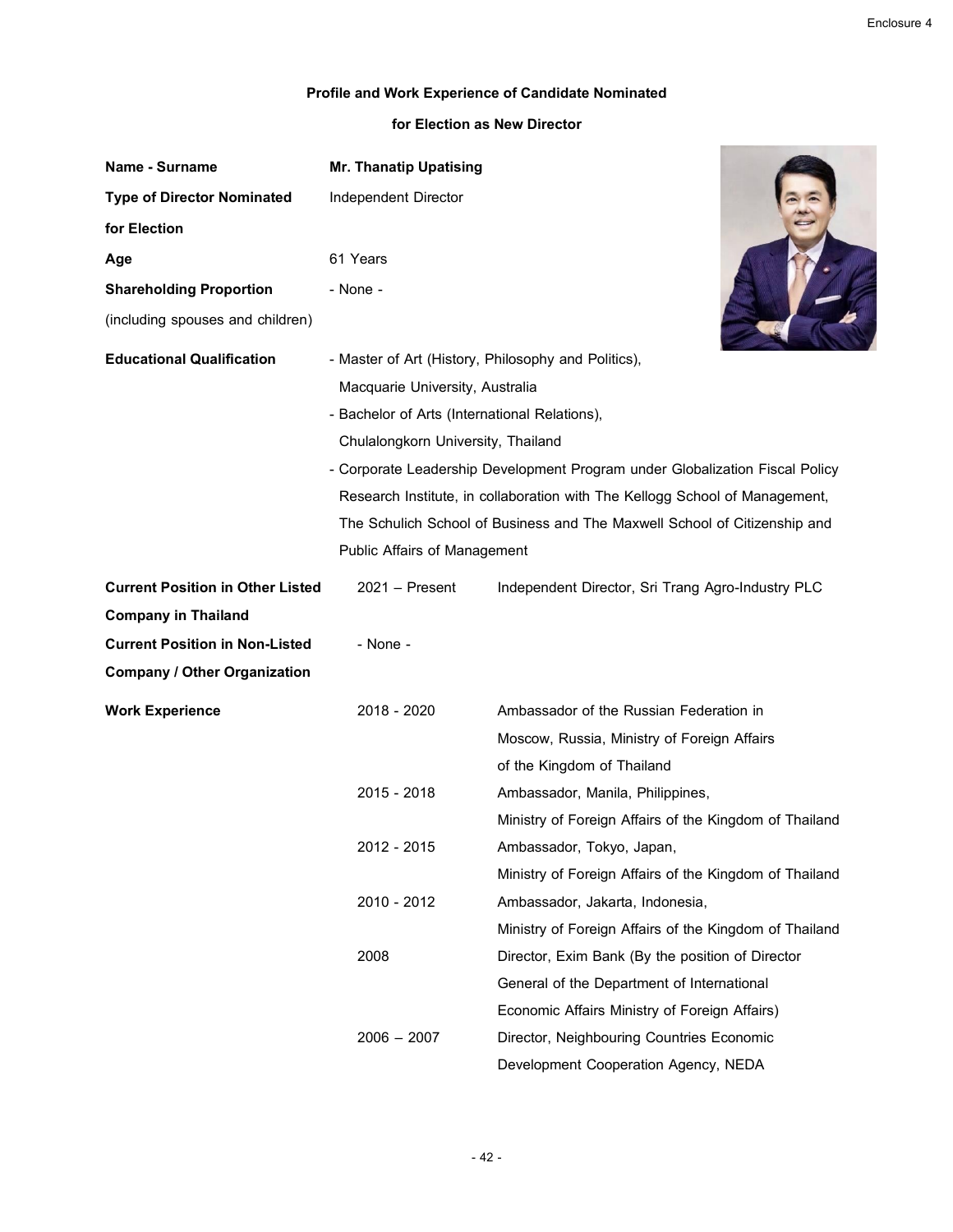## Profile and Work Experience of Candidate Nominated for Election as New Director

| | |
|---|---|
| **Name - Surname** | **Mr. Thanatip Upatising** |
| **Type of Director Nominated for Election** | Independent Director |
| **Age** | 61 Years |
| **Shareholding Proportion** (including spouses and children) | - None - |
| **Educational Qualification** | - Master of Art (History, Philosophy and Politics), Macquarie University, Australia<br>- Bachelor of Arts (International Relations), Chulalongkorn University, Thailand<br>- Corporate Leadership Development Program under Globalization Fiscal Policy Research Institute, in collaboration with The Kellogg School of Management, The Schulich School of Business and The Maxwell School of Citizenship and Public Affairs of Management |

| | | |
|---|---|---|
| **Current Position in Other Listed Company in Thailand** | 2021 – Present | Independent Director, Sri Trang Agro-Industry PLC |
| **Current Position in Non-Listed Company / Other Organization** | - None - | |
| **Work Experience** | 2018 - 2020 | Ambassador of the Russian Federation in Moscow, Russia, Ministry of Foreign Affairs of the Kingdom of Thailand |
| | 2015 - 2018 | Ambassador, Manila, Philippines, Ministry of Foreign Affairs of the Kingdom of Thailand |
| | 2012 - 2015 | Ambassador, Tokyo, Japan, Ministry of Foreign Affairs of the Kingdom of Thailand |
| | 2010 - 2012 | Ambassador, Jakarta, Indonesia, Ministry of Foreign Affairs of the Kingdom of Thailand |
| | 2008 | Director, Exim Bank (By the position of Director General of the Department of International Economic Affairs Ministry of Foreign Affairs) |
| | 2006 – 2007 | Director, Neighbouring Countries Economic Development Cooperation Agency, NEDA |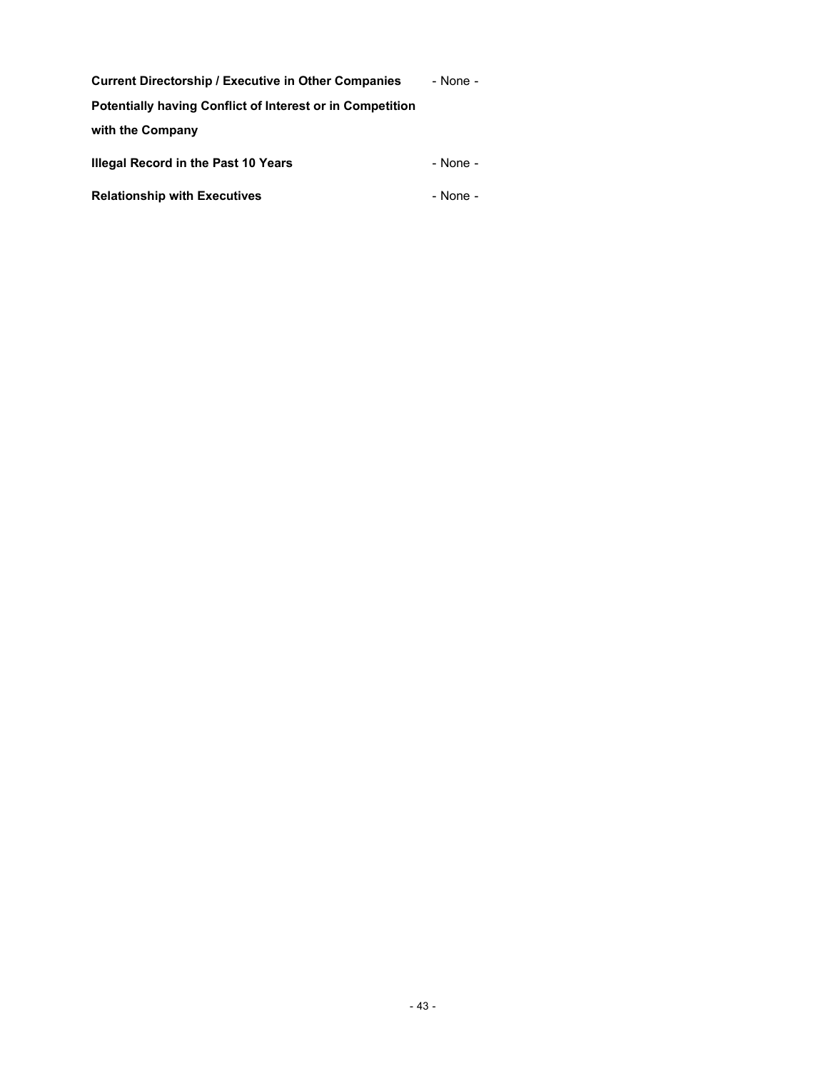| | |
|---|---|
| **Current Directorship / Executive in Other Companies Potentially having Conflict of Interest or in Competition with the Company** | - None - |
| **Illegal Record in the Past 10 Years** | - None - |
| **Relationship with Executives** | - None - |